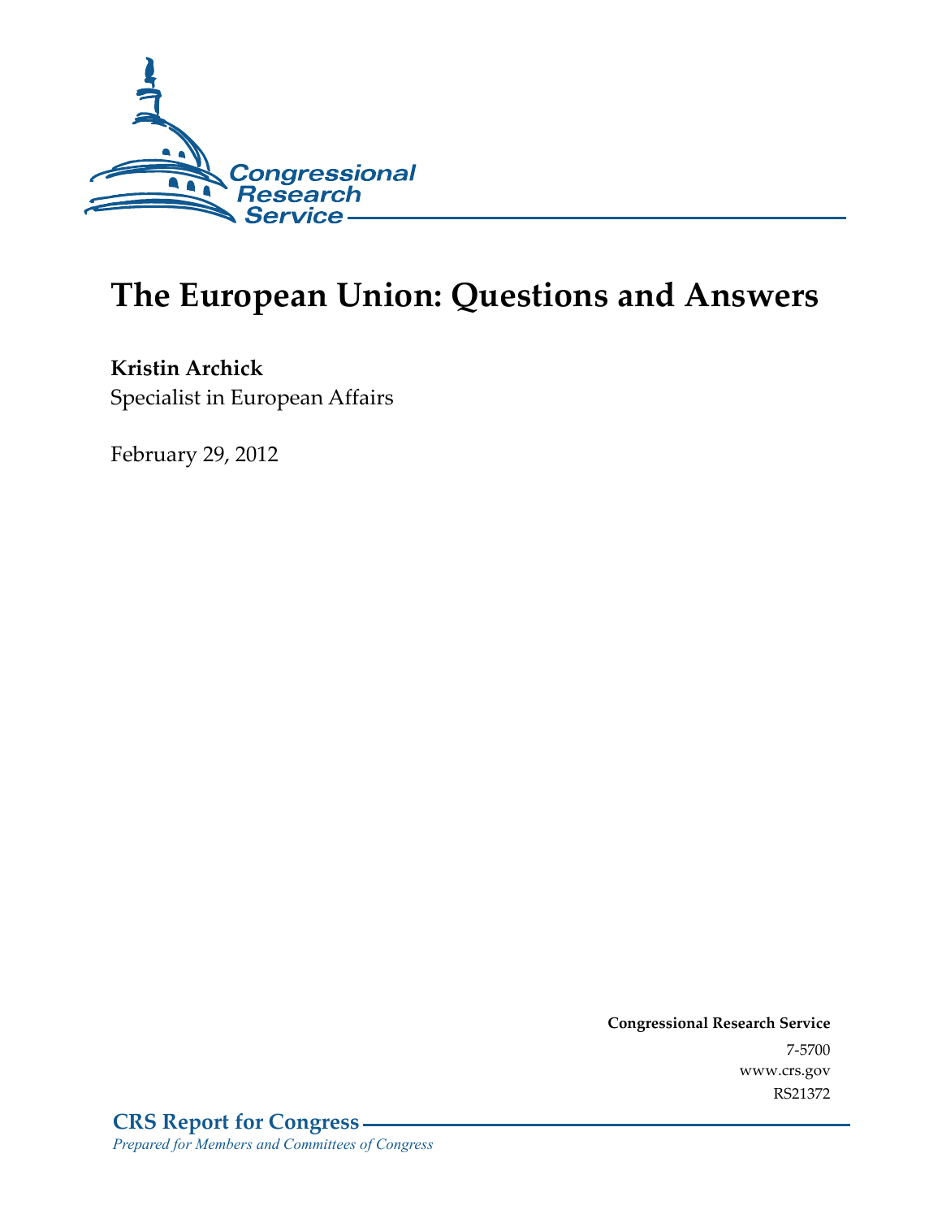Congressional Research Service

# The European Union: Questions and Answers

**Kristin Archick**
Specialist in European Affairs

February 29, 2012

**Congressional Research Service**
7-5700
www.crs.gov
RS21372

**CRS Report for Congress**
*Prepared for Members and Committees of Congress*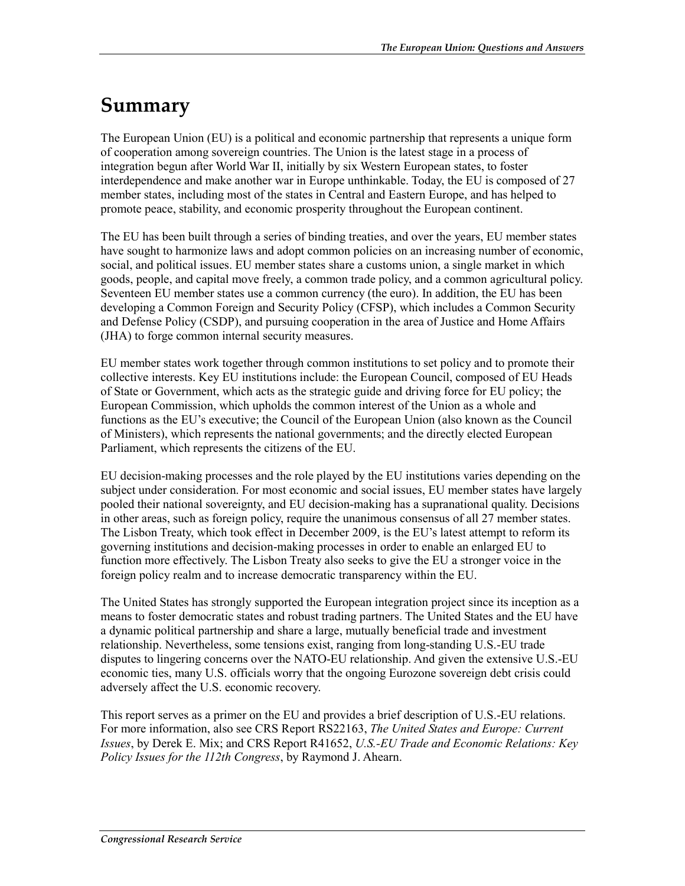# Summary

The European Union (EU) is a political and economic partnership that represents a unique form of cooperation among sovereign countries. The Union is the latest stage in a process of integration begun after World War II, initially by six Western European states, to foster interdependence and make another war in Europe unthinkable. Today, the EU is composed of 27 member states, including most of the states in Central and Eastern Europe, and has helped to promote peace, stability, and economic prosperity throughout the European continent.

The EU has been built through a series of binding treaties, and over the years, EU member states have sought to harmonize laws and adopt common policies on an increasing number of economic, social, and political issues. EU member states share a customs union, a single market in which goods, people, and capital move freely, a common trade policy, and a common agricultural policy. Seventeen EU member states use a common currency (the euro). In addition, the EU has been developing a Common Foreign and Security Policy (CFSP), which includes a Common Security and Defense Policy (CSDP), and pursuing cooperation in the area of Justice and Home Affairs (JHA) to forge common internal security measures.

EU member states work together through common institutions to set policy and to promote their collective interests. Key EU institutions include: the European Council, composed of EU Heads of State or Government, which acts as the strategic guide and driving force for EU policy; the European Commission, which upholds the common interest of the Union as a whole and functions as the EU's executive; the Council of the European Union (also known as the Council of Ministers), which represents the national governments; and the directly elected European Parliament, which represents the citizens of the EU.

EU decision-making processes and the role played by the EU institutions varies depending on the subject under consideration. For most economic and social issues, EU member states have largely pooled their national sovereignty, and EU decision-making has a supranational quality. Decisions in other areas, such as foreign policy, require the unanimous consensus of all 27 member states. The Lisbon Treaty, which took effect in December 2009, is the EU's latest attempt to reform its governing institutions and decision-making processes in order to enable an enlarged EU to function more effectively. The Lisbon Treaty also seeks to give the EU a stronger voice in the foreign policy realm and to increase democratic transparency within the EU.

The United States has strongly supported the European integration project since its inception as a means to foster democratic states and robust trading partners. The United States and the EU have a dynamic political partnership and share a large, mutually beneficial trade and investment relationship. Nevertheless, some tensions exist, ranging from long-standing U.S.-EU trade disputes to lingering concerns over the NATO-EU relationship. And given the extensive U.S.-EU economic ties, many U.S. officials worry that the ongoing Eurozone sovereign debt crisis could adversely affect the U.S. economic recovery.

This report serves as a primer on the EU and provides a brief description of U.S.-EU relations. For more information, also see CRS Report RS22163, *The United States and Europe: Current Issues*, by Derek E. Mix; and CRS Report R41652, *U.S.-EU Trade and Economic Relations: Key Policy Issues for the 112th Congress*, by Raymond J. Ahearn.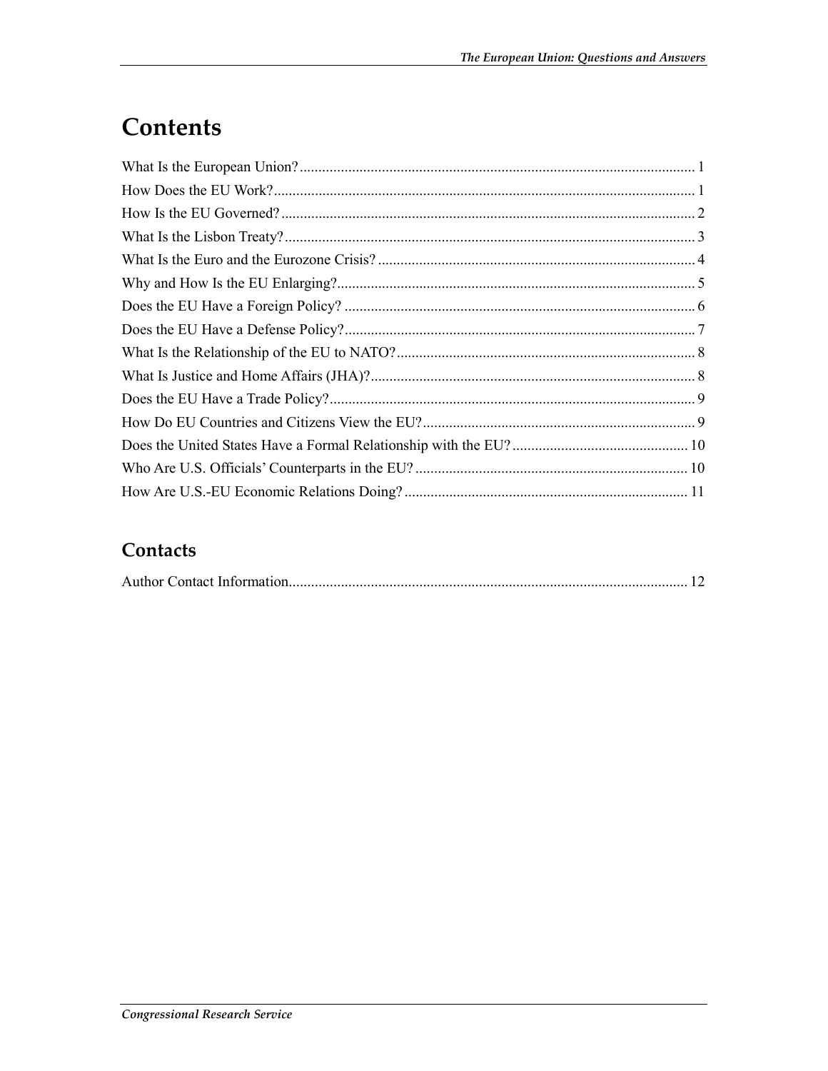# Contents

What Is the European Union? ... 1

How Does the EU Work? ... 1

How Is the EU Governed? ... 2

What Is the Lisbon Treaty? ... 3

What Is the Euro and the Eurozone Crisis? ... 4

Why and How Is the EU Enlarging? ... 5

Does the EU Have a Foreign Policy? ... 6

Does the EU Have a Defense Policy? ... 7

What Is the Relationship of the EU to NATO? ... 8

What Is Justice and Home Affairs (JHA)? ... 8

Does the EU Have a Trade Policy? ... 9

How Do EU Countries and Citizens View the EU? ... 9

Does the United States Have a Formal Relationship with the EU? ... 10

Who Are U.S. Officials' Counterparts in the EU? ... 10

How Are U.S.-EU Economic Relations Doing? ... 11

## Contacts

Author Contact Information ... 12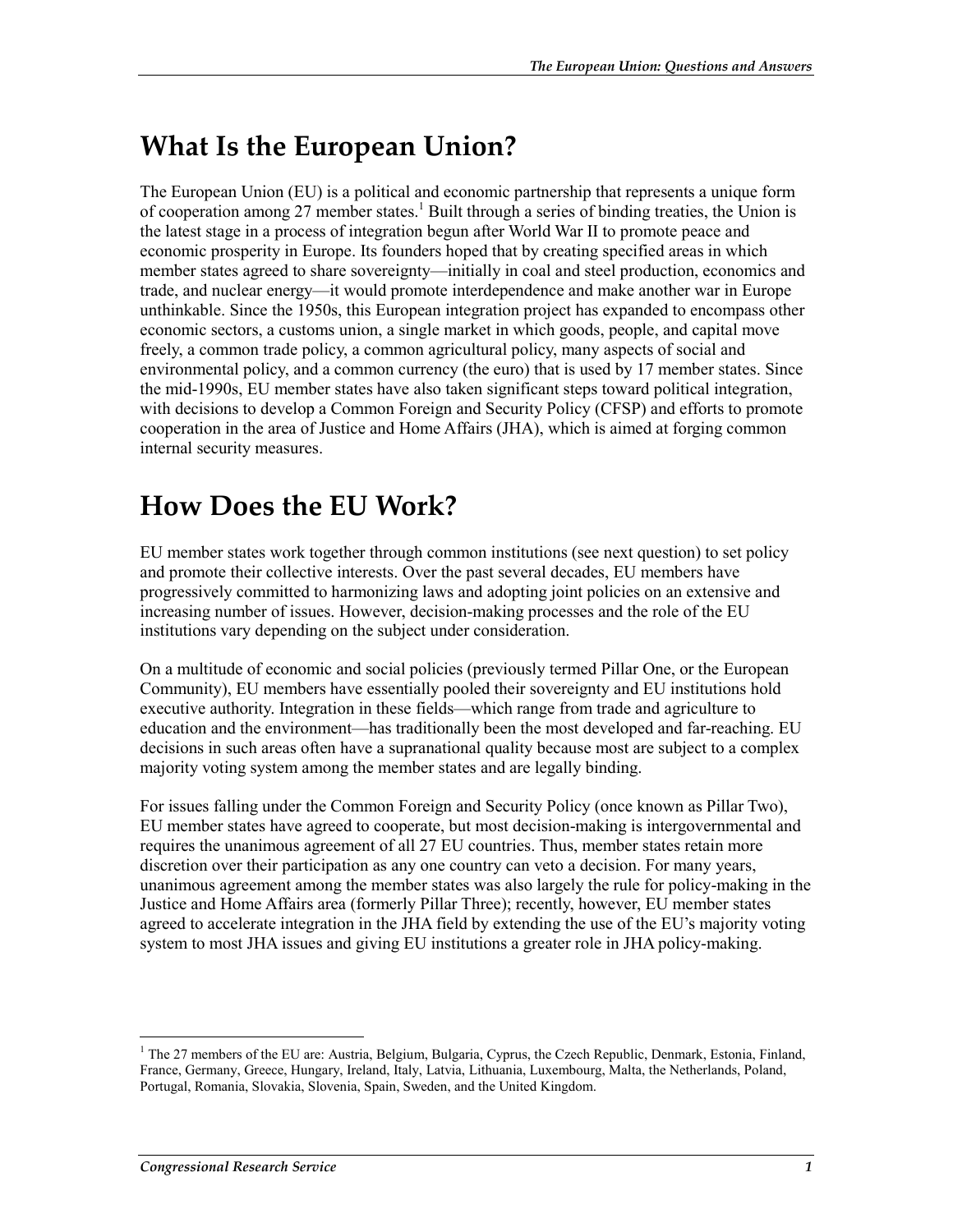# What Is the European Union?

The European Union (EU) is a political and economic partnership that represents a unique form of cooperation among 27 member states.[1] Built through a series of binding treaties, the Union is the latest stage in a process of integration begun after World War II to promote peace and economic prosperity in Europe. Its founders hoped that by creating specified areas in which member states agreed to share sovereignty—initially in coal and steel production, economics and trade, and nuclear energy—it would promote interdependence and make another war in Europe unthinkable. Since the 1950s, this European integration project has expanded to encompass other economic sectors, a customs union, a single market in which goods, people, and capital move freely, a common trade policy, a common agricultural policy, many aspects of social and environmental policy, and a common currency (the euro) that is used by 17 member states. Since the mid-1990s, EU member states have also taken significant steps toward political integration, with decisions to develop a Common Foreign and Security Policy (CFSP) and efforts to promote cooperation in the area of Justice and Home Affairs (JHA), which is aimed at forging common internal security measures.

# How Does the EU Work?

EU member states work together through common institutions (see next question) to set policy and promote their collective interests. Over the past several decades, EU members have progressively committed to harmonizing laws and adopting joint policies on an extensive and increasing number of issues. However, decision-making processes and the role of the EU institutions vary depending on the subject under consideration.

On a multitude of economic and social policies (previously termed Pillar One, or the European Community), EU members have essentially pooled their sovereignty and EU institutions hold executive authority. Integration in these fields—which range from trade and agriculture to education and the environment—has traditionally been the most developed and far-reaching. EU decisions in such areas often have a supranational quality because most are subject to a complex majority voting system among the member states and are legally binding.

For issues falling under the Common Foreign and Security Policy (once known as Pillar Two), EU member states have agreed to cooperate, but most decision-making is intergovernmental and requires the unanimous agreement of all 27 EU countries. Thus, member states retain more discretion over their participation as any one country can veto a decision. For many years, unanimous agreement among the member states was also largely the rule for policy-making in the Justice and Home Affairs area (formerly Pillar Three); recently, however, EU member states agreed to accelerate integration in the JHA field by extending the use of the EU's majority voting system to most JHA issues and giving EU institutions a greater role in JHA policy-making.

---

[1] The 27 members of the EU are: Austria, Belgium, Bulgaria, Cyprus, the Czech Republic, Denmark, Estonia, Finland, France, Germany, Greece, Hungary, Ireland, Italy, Latvia, Lithuania, Luxembourg, Malta, the Netherlands, Poland, Portugal, Romania, Slovakia, Slovenia, Spain, Sweden, and the United Kingdom.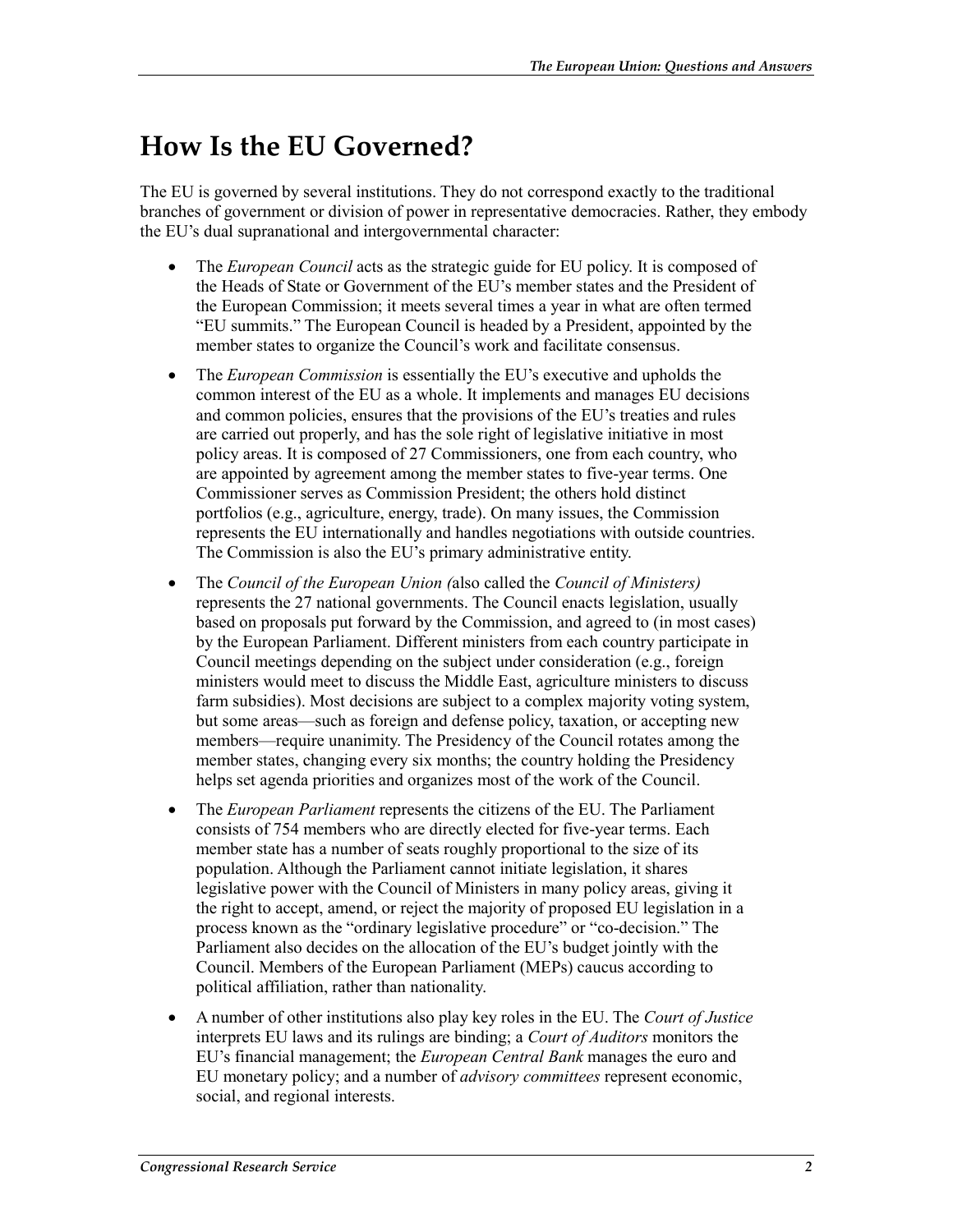# How Is the EU Governed?

The EU is governed by several institutions. They do not correspond exactly to the traditional branches of government or division of power in representative democracies. Rather, they embody the EU's dual supranational and intergovernmental character:

- The *European Council* acts as the strategic guide for EU policy. It is composed of the Heads of State or Government of the EU's member states and the President of the European Commission; it meets several times a year in what are often termed "EU summits." The European Council is headed by a President, appointed by the member states to organize the Council's work and facilitate consensus.
- The *European Commission* is essentially the EU's executive and upholds the common interest of the EU as a whole. It implements and manages EU decisions and common policies, ensures that the provisions of the EU's treaties and rules are carried out properly, and has the sole right of legislative initiative in most policy areas. It is composed of 27 Commissioners, one from each country, who are appointed by agreement among the member states to five-year terms. One Commissioner serves as Commission President; the others hold distinct portfolios (e.g., agriculture, energy, trade). On many issues, the Commission represents the EU internationally and handles negotiations with outside countries. The Commission is also the EU's primary administrative entity.
- The *Council of the European Union (*also called the *Council of Ministers)* represents the 27 national governments. The Council enacts legislation, usually based on proposals put forward by the Commission, and agreed to (in most cases) by the European Parliament. Different ministers from each country participate in Council meetings depending on the subject under consideration (e.g., foreign ministers would meet to discuss the Middle East, agriculture ministers to discuss farm subsidies). Most decisions are subject to a complex majority voting system, but some areas—such as foreign and defense policy, taxation, or accepting new members—require unanimity. The Presidency of the Council rotates among the member states, changing every six months; the country holding the Presidency helps set agenda priorities and organizes most of the work of the Council.
- The *European Parliament* represents the citizens of the EU. The Parliament consists of 754 members who are directly elected for five-year terms. Each member state has a number of seats roughly proportional to the size of its population. Although the Parliament cannot initiate legislation, it shares legislative power with the Council of Ministers in many policy areas, giving it the right to accept, amend, or reject the majority of proposed EU legislation in a process known as the "ordinary legislative procedure" or "co-decision." The Parliament also decides on the allocation of the EU's budget jointly with the Council. Members of the European Parliament (MEPs) caucus according to political affiliation, rather than nationality.
- A number of other institutions also play key roles in the EU. The *Court of Justice* interprets EU laws and its rulings are binding; a *Court of Auditors* monitors the EU's financial management; the *European Central Bank* manages the euro and EU monetary policy; and a number of *advisory committees* represent economic, social, and regional interests.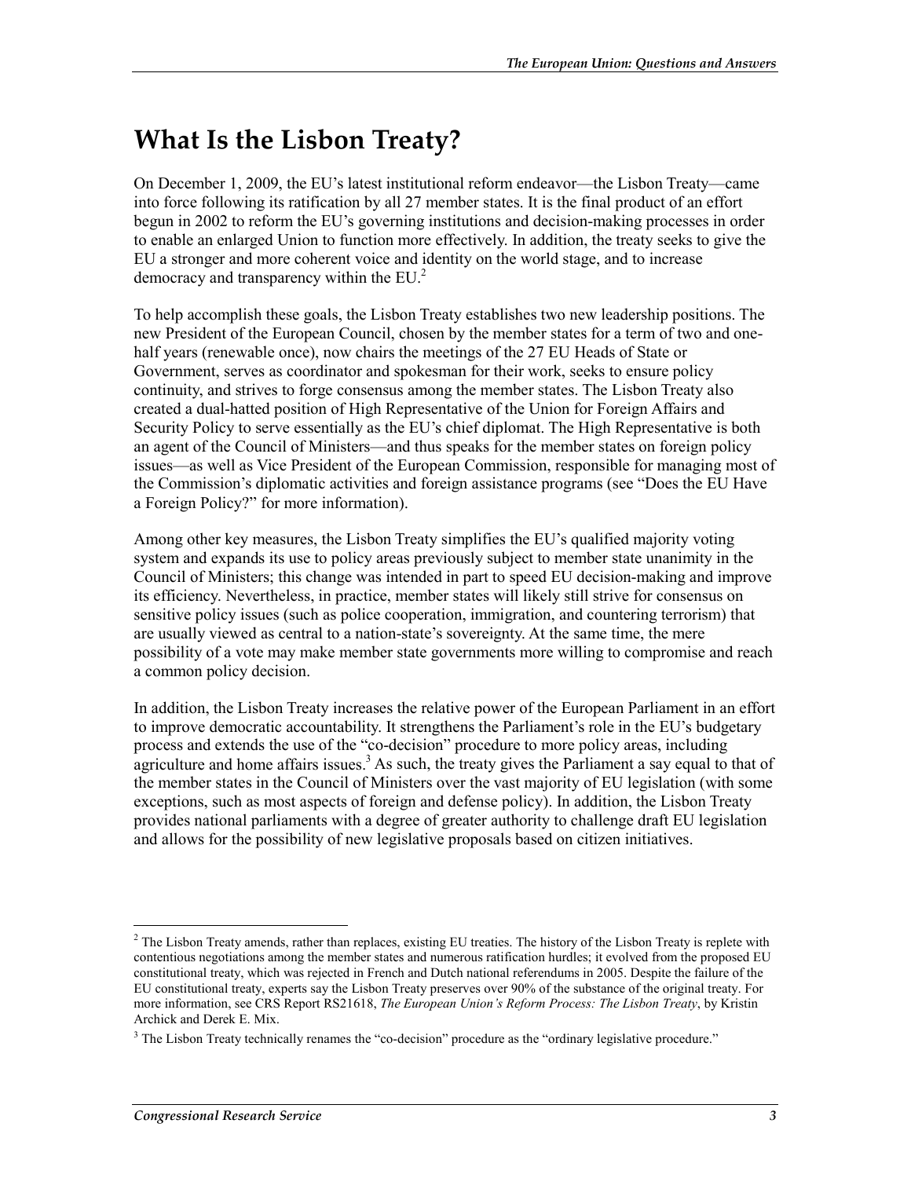# What Is the Lisbon Treaty?

On December 1, 2009, the EU's latest institutional reform endeavor—the Lisbon Treaty—came into force following its ratification by all 27 member states. It is the final product of an effort begun in 2002 to reform the EU's governing institutions and decision-making processes in order to enable an enlarged Union to function more effectively. In addition, the treaty seeks to give the EU a stronger and more coherent voice and identity on the world stage, and to increase democracy and transparency within the EU.[2]

To help accomplish these goals, the Lisbon Treaty establishes two new leadership positions. The new President of the European Council, chosen by the member states for a term of two and one-half years (renewable once), now chairs the meetings of the 27 EU Heads of State or Government, serves as coordinator and spokesman for their work, seeks to ensure policy continuity, and strives to forge consensus among the member states. The Lisbon Treaty also created a dual-hatted position of High Representative of the Union for Foreign Affairs and Security Policy to serve essentially as the EU's chief diplomat. The High Representative is both an agent of the Council of Ministers—and thus speaks for the member states on foreign policy issues—as well as Vice President of the European Commission, responsible for managing most of the Commission's diplomatic activities and foreign assistance programs (see "Does the EU Have a Foreign Policy?" for more information).

Among other key measures, the Lisbon Treaty simplifies the EU's qualified majority voting system and expands its use to policy areas previously subject to member state unanimity in the Council of Ministers; this change was intended in part to speed EU decision-making and improve its efficiency. Nevertheless, in practice, member states will likely still strive for consensus on sensitive policy issues (such as police cooperation, immigration, and countering terrorism) that are usually viewed as central to a nation-state's sovereignty. At the same time, the mere possibility of a vote may make member state governments more willing to compromise and reach a common policy decision.

In addition, the Lisbon Treaty increases the relative power of the European Parliament in an effort to improve democratic accountability. It strengthens the Parliament's role in the EU's budgetary process and extends the use of the "co-decision" procedure to more policy areas, including agriculture and home affairs issues.[3] As such, the treaty gives the Parliament a say equal to that of the member states in the Council of Ministers over the vast majority of EU legislation (with some exceptions, such as most aspects of foreign and defense policy). In addition, the Lisbon Treaty provides national parliaments with a degree of greater authority to challenge draft EU legislation and allows for the possibility of new legislative proposals based on citizen initiatives.

---

[2] The Lisbon Treaty amends, rather than replaces, existing EU treaties. The history of the Lisbon Treaty is replete with contentious negotiations among the member states and numerous ratification hurdles; it evolved from the proposed EU constitutional treaty, which was rejected in French and Dutch national referendums in 2005. Despite the failure of the EU constitutional treaty, experts say the Lisbon Treaty preserves over 90% of the substance of the original treaty. For more information, see CRS Report RS21618, *The European Union's Reform Process: The Lisbon Treaty*, by Kristin Archick and Derek E. Mix.

[3] The Lisbon Treaty technically renames the "co-decision" procedure as the "ordinary legislative procedure."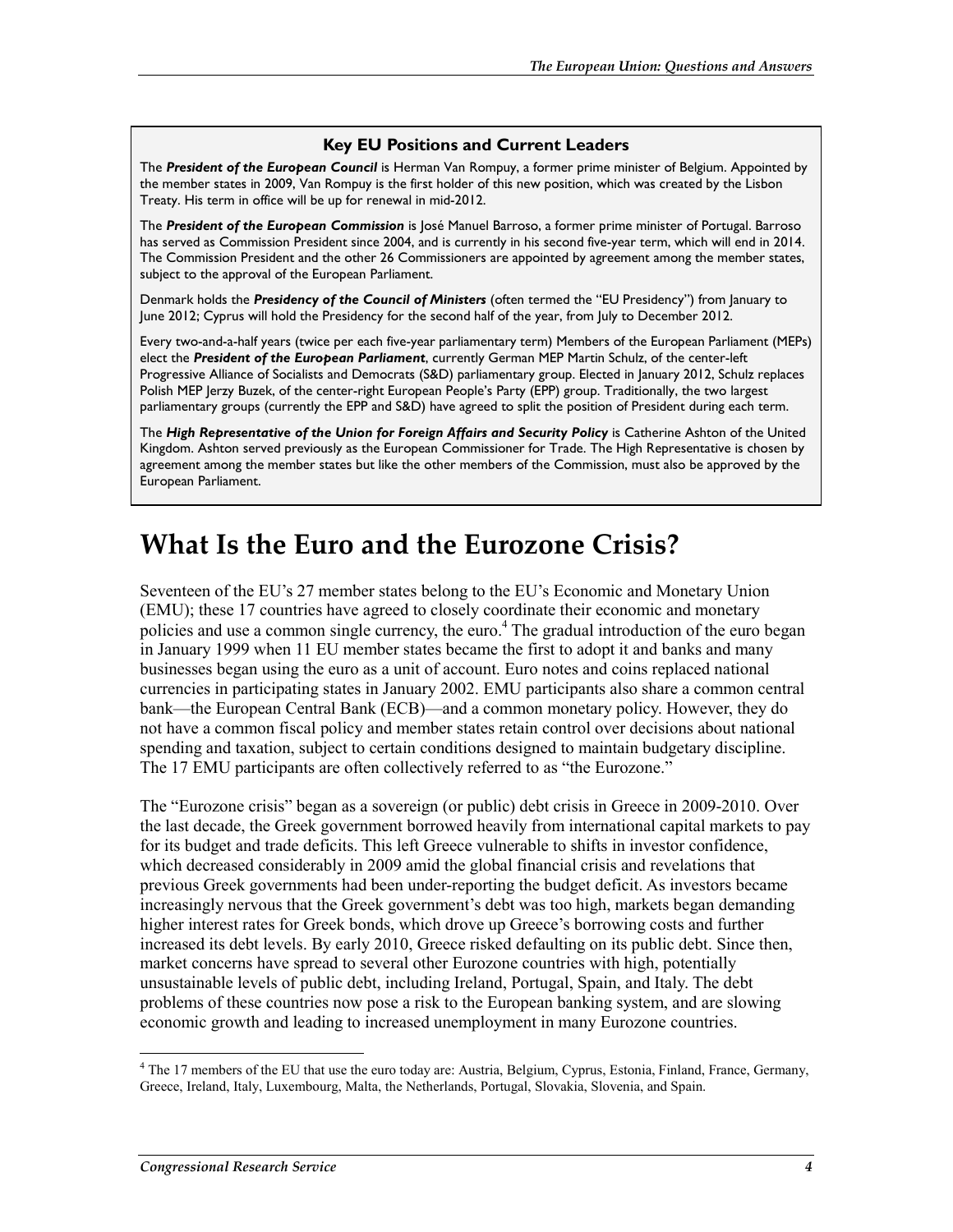**Key EU Positions and Current Leaders**

The ***President of the European Council*** is Herman Van Rompuy, a former prime minister of Belgium. Appointed by the member states in 2009, Van Rompuy is the first holder of this new position, which was created by the Lisbon Treaty. His term in office will be up for renewal in mid-2012.

The ***President of the European Commission*** is José Manuel Barroso, a former prime minister of Portugal. Barroso has served as Commission President since 2004, and is currently in his second five-year term, which will end in 2014. The Commission President and the other 26 Commissioners are appointed by agreement among the member states, subject to the approval of the European Parliament.

Denmark holds the ***Presidency of the Council of Ministers*** (often termed the "EU Presidency") from January to June 2012; Cyprus will hold the Presidency for the second half of the year, from July to December 2012.

Every two-and-a-half years (twice per each five-year parliamentary term) Members of the European Parliament (MEPs) elect the ***President of the European Parliament***, currently German MEP Martin Schulz, of the center-left Progressive Alliance of Socialists and Democrats (S&D) parliamentary group. Elected in January 2012, Schulz replaces Polish MEP Jerzy Buzek, of the center-right European People's Party (EPP) group. Traditionally, the two largest parliamentary groups (currently the EPP and S&D) have agreed to split the position of President during each term.

The ***High Representative of the Union for Foreign Affairs and Security Policy*** is Catherine Ashton of the United Kingdom. Ashton served previously as the European Commissioner for Trade. The High Representative is chosen by agreement among the member states but like the other members of the Commission, must also be approved by the European Parliament.

# What Is the Euro and the Eurozone Crisis?

Seventeen of the EU's 27 member states belong to the EU's Economic and Monetary Union (EMU); these 17 countries have agreed to closely coordinate their economic and monetary policies and use a common single currency, the euro.[4] The gradual introduction of the euro began in January 1999 when 11 EU member states became the first to adopt it and banks and many businesses began using the euro as a unit of account. Euro notes and coins replaced national currencies in participating states in January 2002. EMU participants also share a common central bank—the European Central Bank (ECB)—and a common monetary policy. However, they do not have a common fiscal policy and member states retain control over decisions about national spending and taxation, subject to certain conditions designed to maintain budgetary discipline. The 17 EMU participants are often collectively referred to as "the Eurozone."

The "Eurozone crisis" began as a sovereign (or public) debt crisis in Greece in 2009-2010. Over the last decade, the Greek government borrowed heavily from international capital markets to pay for its budget and trade deficits. This left Greece vulnerable to shifts in investor confidence, which decreased considerably in 2009 amid the global financial crisis and revelations that previous Greek governments had been under-reporting the budget deficit. As investors became increasingly nervous that the Greek government's debt was too high, markets began demanding higher interest rates for Greek bonds, which drove up Greece's borrowing costs and further increased its debt levels. By early 2010, Greece risked defaulting on its public debt. Since then, market concerns have spread to several other Eurozone countries with high, potentially unsustainable levels of public debt, including Ireland, Portugal, Spain, and Italy. The debt problems of these countries now pose a risk to the European banking system, and are slowing economic growth and leading to increased unemployment in many Eurozone countries.

[4] The 17 members of the EU that use the euro today are: Austria, Belgium, Cyprus, Estonia, Finland, France, Germany, Greece, Ireland, Italy, Luxembourg, Malta, the Netherlands, Portugal, Slovakia, Slovenia, and Spain.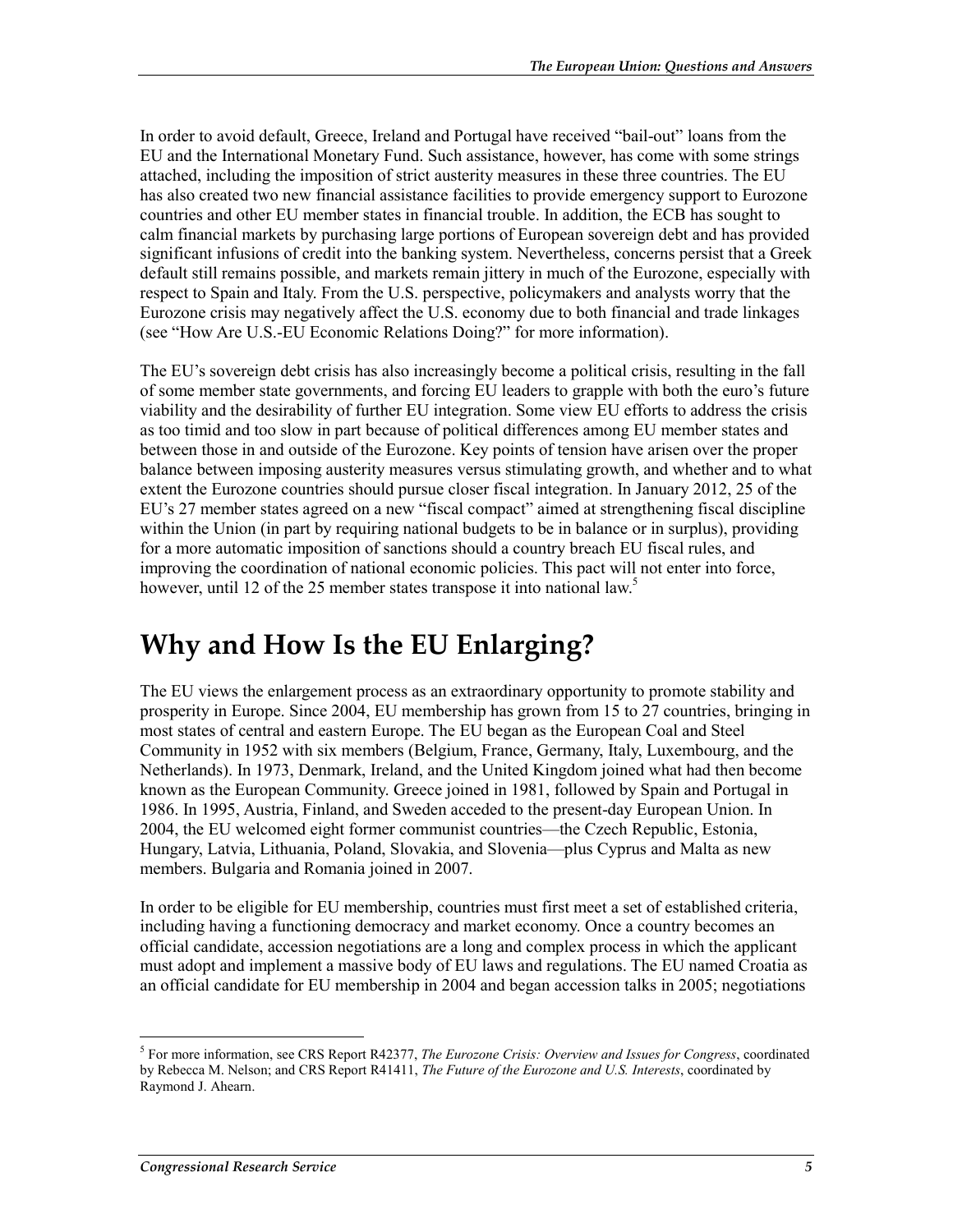In order to avoid default, Greece, Ireland and Portugal have received "bail-out" loans from the EU and the International Monetary Fund. Such assistance, however, has come with some strings attached, including the imposition of strict austerity measures in these three countries. The EU has also created two new financial assistance facilities to provide emergency support to Eurozone countries and other EU member states in financial trouble. In addition, the ECB has sought to calm financial markets by purchasing large portions of European sovereign debt and has provided significant infusions of credit into the banking system. Nevertheless, concerns persist that a Greek default still remains possible, and markets remain jittery in much of the Eurozone, especially with respect to Spain and Italy. From the U.S. perspective, policymakers and analysts worry that the Eurozone crisis may negatively affect the U.S. economy due to both financial and trade linkages (see "How Are U.S.-EU Economic Relations Doing?" for more information).

The EU's sovereign debt crisis has also increasingly become a political crisis, resulting in the fall of some member state governments, and forcing EU leaders to grapple with both the euro's future viability and the desirability of further EU integration. Some view EU efforts to address the crisis as too timid and too slow in part because of political differences among EU member states and between those in and outside of the Eurozone. Key points of tension have arisen over the proper balance between imposing austerity measures versus stimulating growth, and whether and to what extent the Eurozone countries should pursue closer fiscal integration. In January 2012, 25 of the EU's 27 member states agreed on a new "fiscal compact" aimed at strengthening fiscal discipline within the Union (in part by requiring national budgets to be in balance or in surplus), providing for a more automatic imposition of sanctions should a country breach EU fiscal rules, and improving the coordination of national economic policies. This pact will not enter into force, however, until 12 of the 25 member states transpose it into national law.[5]

# Why and How Is the EU Enlarging?

The EU views the enlargement process as an extraordinary opportunity to promote stability and prosperity in Europe. Since 2004, EU membership has grown from 15 to 27 countries, bringing in most states of central and eastern Europe. The EU began as the European Coal and Steel Community in 1952 with six members (Belgium, France, Germany, Italy, Luxembourg, and the Netherlands). In 1973, Denmark, Ireland, and the United Kingdom joined what had then become known as the European Community. Greece joined in 1981, followed by Spain and Portugal in 1986. In 1995, Austria, Finland, and Sweden acceded to the present-day European Union. In 2004, the EU welcomed eight former communist countries—the Czech Republic, Estonia, Hungary, Latvia, Lithuania, Poland, Slovakia, and Slovenia—plus Cyprus and Malta as new members. Bulgaria and Romania joined in 2007.

In order to be eligible for EU membership, countries must first meet a set of established criteria, including having a functioning democracy and market economy. Once a country becomes an official candidate, accession negotiations are a long and complex process in which the applicant must adopt and implement a massive body of EU laws and regulations. The EU named Croatia as an official candidate for EU membership in 2004 and began accession talks in 2005; negotiations

---

[5] For more information, see CRS Report R42377, *The Eurozone Crisis: Overview and Issues for Congress*, coordinated by Rebecca M. Nelson; and CRS Report R41411, *The Future of the Eurozone and U.S. Interests*, coordinated by Raymond J. Ahearn.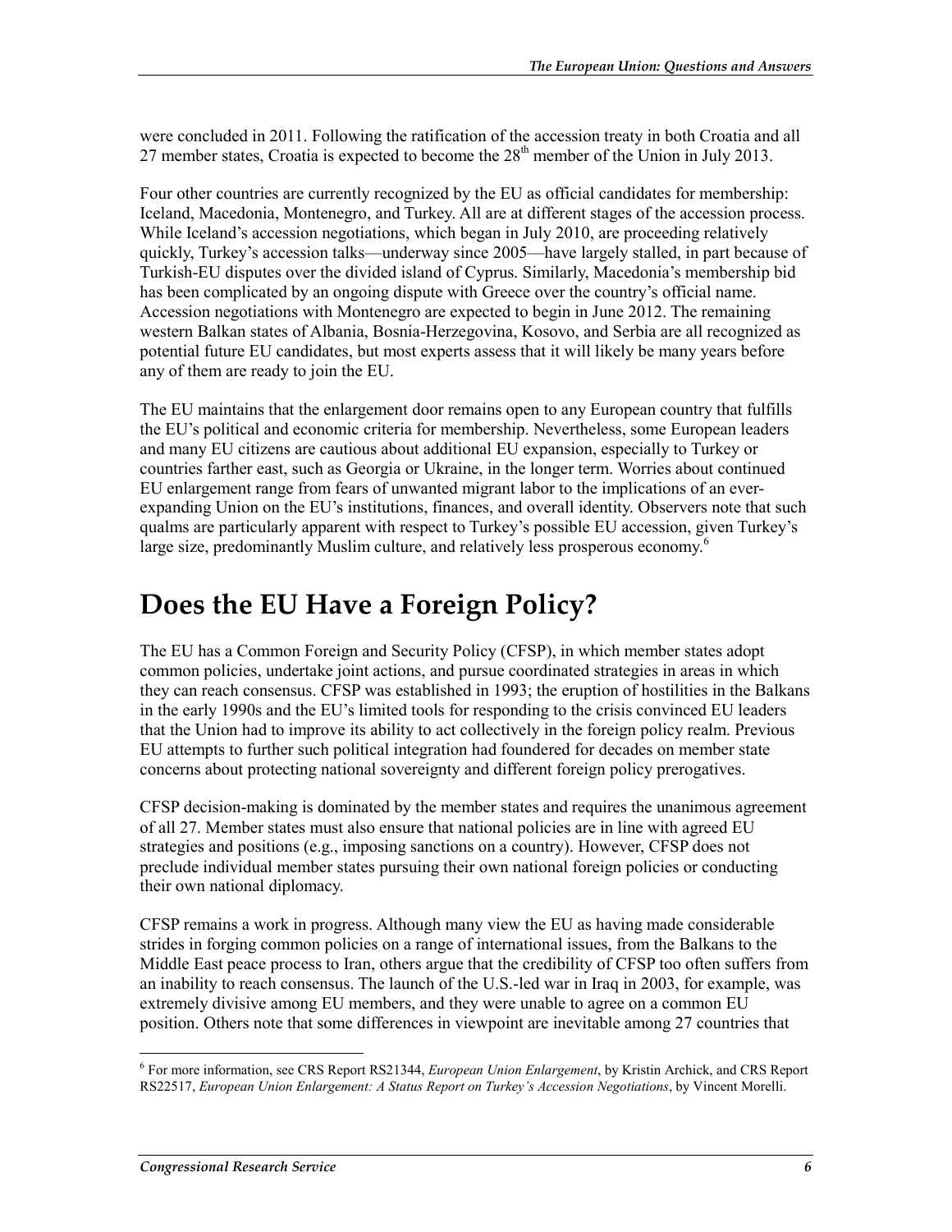were concluded in 2011. Following the ratification of the accession treaty in both Croatia and all 27 member states, Croatia is expected to become the 28th member of the Union in July 2013.

Four other countries are currently recognized by the EU as official candidates for membership: Iceland, Macedonia, Montenegro, and Turkey. All are at different stages of the accession process. While Iceland's accession negotiations, which began in July 2010, are proceeding relatively quickly, Turkey's accession talks—underway since 2005—have largely stalled, in part because of Turkish-EU disputes over the divided island of Cyprus. Similarly, Macedonia's membership bid has been complicated by an ongoing dispute with Greece over the country's official name. Accession negotiations with Montenegro are expected to begin in June 2012. The remaining western Balkan states of Albania, Bosnia-Herzegovina, Kosovo, and Serbia are all recognized as potential future EU candidates, but most experts assess that it will likely be many years before any of them are ready to join the EU.

The EU maintains that the enlargement door remains open to any European country that fulfills the EU's political and economic criteria for membership. Nevertheless, some European leaders and many EU citizens are cautious about additional EU expansion, especially to Turkey or countries farther east, such as Georgia or Ukraine, in the longer term. Worries about continued EU enlargement range from fears of unwanted migrant labor to the implications of an ever-expanding Union on the EU's institutions, finances, and overall identity. Observers note that such qualms are particularly apparent with respect to Turkey's possible EU accession, given Turkey's large size, predominantly Muslim culture, and relatively less prosperous economy.[6]

# Does the EU Have a Foreign Policy?

The EU has a Common Foreign and Security Policy (CFSP), in which member states adopt common policies, undertake joint actions, and pursue coordinated strategies in areas in which they can reach consensus. CFSP was established in 1993; the eruption of hostilities in the Balkans in the early 1990s and the EU's limited tools for responding to the crisis convinced EU leaders that the Union had to improve its ability to act collectively in the foreign policy realm. Previous EU attempts to further such political integration had foundered for decades on member state concerns about protecting national sovereignty and different foreign policy prerogatives.

CFSP decision-making is dominated by the member states and requires the unanimous agreement of all 27. Member states must also ensure that national policies are in line with agreed EU strategies and positions (e.g., imposing sanctions on a country). However, CFSP does not preclude individual member states pursuing their own national foreign policies or conducting their own national diplomacy.

CFSP remains a work in progress. Although many view the EU as having made considerable strides in forging common policies on a range of international issues, from the Balkans to the Middle East peace process to Iran, others argue that the credibility of CFSP too often suffers from an inability to reach consensus. The launch of the U.S.-led war in Iraq in 2003, for example, was extremely divisive among EU members, and they were unable to agree on a common EU position. Others note that some differences in viewpoint are inevitable among 27 countries that

---

[6] For more information, see CRS Report RS21344, *European Union Enlargement*, by Kristin Archick, and CRS Report RS22517, *European Union Enlargement: A Status Report on Turkey's Accession Negotiations*, by Vincent Morelli.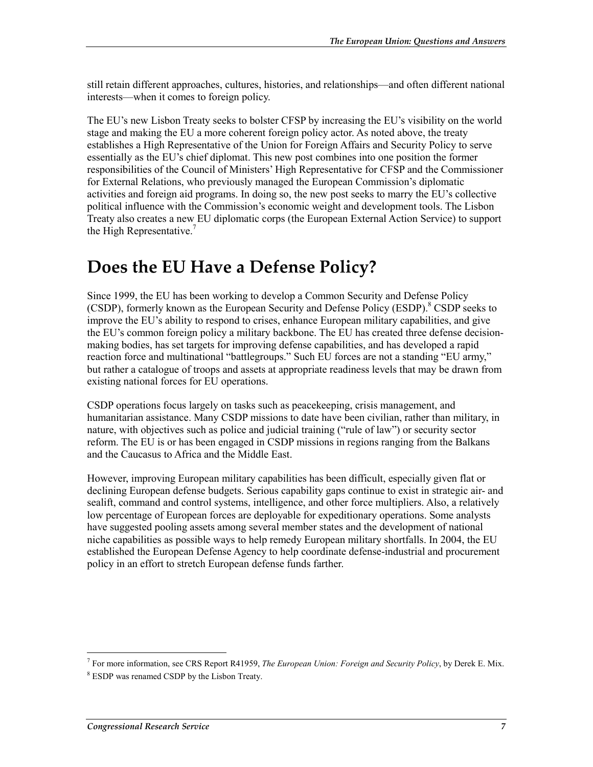still retain different approaches, cultures, histories, and relationships—and often different national interests—when it comes to foreign policy.

The EU's new Lisbon Treaty seeks to bolster CFSP by increasing the EU's visibility on the world stage and making the EU a more coherent foreign policy actor. As noted above, the treaty establishes a High Representative of the Union for Foreign Affairs and Security Policy to serve essentially as the EU's chief diplomat. This new post combines into one position the former responsibilities of the Council of Ministers' High Representative for CFSP and the Commissioner for External Relations, who previously managed the European Commission's diplomatic activities and foreign aid programs. In doing so, the new post seeks to marry the EU's collective political influence with the Commission's economic weight and development tools. The Lisbon Treaty also creates a new EU diplomatic corps (the European External Action Service) to support the High Representative.[7]

# Does the EU Have a Defense Policy?

Since 1999, the EU has been working to develop a Common Security and Defense Policy (CSDP), formerly known as the European Security and Defense Policy (ESDP).[8] CSDP seeks to improve the EU's ability to respond to crises, enhance European military capabilities, and give the EU's common foreign policy a military backbone. The EU has created three defense decision-making bodies, has set targets for improving defense capabilities, and has developed a rapid reaction force and multinational "battlegroups." Such EU forces are not a standing "EU army," but rather a catalogue of troops and assets at appropriate readiness levels that may be drawn from existing national forces for EU operations.

CSDP operations focus largely on tasks such as peacekeeping, crisis management, and humanitarian assistance. Many CSDP missions to date have been civilian, rather than military, in nature, with objectives such as police and judicial training ("rule of law") or security sector reform. The EU is or has been engaged in CSDP missions in regions ranging from the Balkans and the Caucasus to Africa and the Middle East.

However, improving European military capabilities has been difficult, especially given flat or declining European defense budgets. Serious capability gaps continue to exist in strategic air- and sealift, command and control systems, intelligence, and other force multipliers. Also, a relatively low percentage of European forces are deployable for expeditionary operations. Some analysts have suggested pooling assets among several member states and the development of national niche capabilities as possible ways to help remedy European military shortfalls. In 2004, the EU established the European Defense Agency to help coordinate defense-industrial and procurement policy in an effort to stretch European defense funds farther.

---

[7] For more information, see CRS Report R41959, *The European Union: Foreign and Security Policy*, by Derek E. Mix.

[8] ESDP was renamed CSDP by the Lisbon Treaty.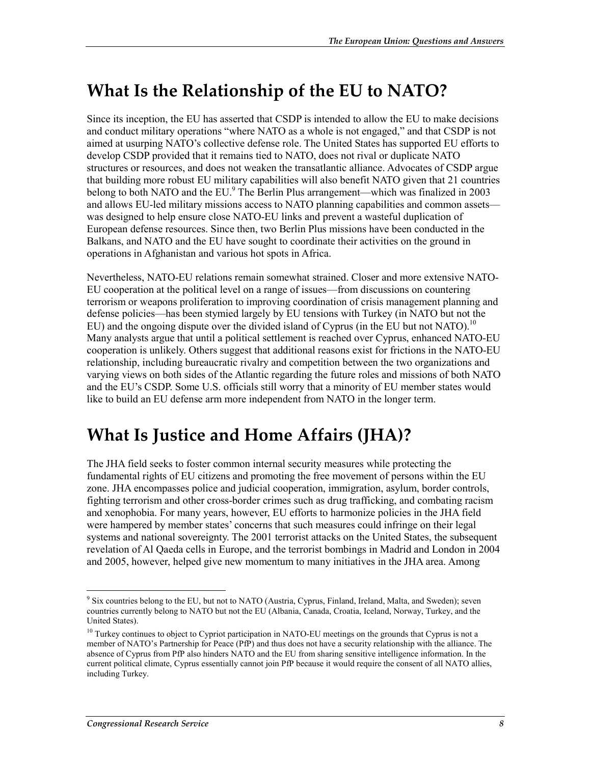## What Is the Relationship of the EU to NATO?

Since its inception, the EU has asserted that CSDP is intended to allow the EU to make decisions and conduct military operations "where NATO as a whole is not engaged," and that CSDP is not aimed at usurping NATO's collective defense role. The United States has supported EU efforts to develop CSDP provided that it remains tied to NATO, does not rival or duplicate NATO structures or resources, and does not weaken the transatlantic alliance. Advocates of CSDP argue that building more robust EU military capabilities will also benefit NATO given that 21 countries belong to both NATO and the EU.[9] The Berlin Plus arrangement—which was finalized in 2003 and allows EU-led military missions access to NATO planning capabilities and common assets—was designed to help ensure close NATO-EU links and prevent a wasteful duplication of European defense resources. Since then, two Berlin Plus missions have been conducted in the Balkans, and NATO and the EU have sought to coordinate their activities on the ground in operations in Afghanistan and various hot spots in Africa.

Nevertheless, NATO-EU relations remain somewhat strained. Closer and more extensive NATO-EU cooperation at the political level on a range of issues—from discussions on countering terrorism or weapons proliferation to improving coordination of crisis management planning and defense policies—has been stymied largely by EU tensions with Turkey (in NATO but not the EU) and the ongoing dispute over the divided island of Cyprus (in the EU but not NATO).[10] Many analysts argue that until a political settlement is reached over Cyprus, enhanced NATO-EU cooperation is unlikely. Others suggest that additional reasons exist for frictions in the NATO-EU relationship, including bureaucratic rivalry and competition between the two organizations and varying views on both sides of the Atlantic regarding the future roles and missions of both NATO and the EU's CSDP. Some U.S. officials still worry that a minority of EU member states would like to build an EU defense arm more independent from NATO in the longer term.

## What Is Justice and Home Affairs (JHA)?

The JHA field seeks to foster common internal security measures while protecting the fundamental rights of EU citizens and promoting the free movement of persons within the EU zone. JHA encompasses police and judicial cooperation, immigration, asylum, border controls, fighting terrorism and other cross-border crimes such as drug trafficking, and combating racism and xenophobia. For many years, however, EU efforts to harmonize policies in the JHA field were hampered by member states' concerns that such measures could infringe on their legal systems and national sovereignty. The 2001 terrorist attacks on the United States, the subsequent revelation of Al Qaeda cells in Europe, and the terrorist bombings in Madrid and London in 2004 and 2005, however, helped give new momentum to many initiatives in the JHA area. Among

---

[9] Six countries belong to the EU, but not to NATO (Austria, Cyprus, Finland, Ireland, Malta, and Sweden); seven countries currently belong to NATO but not the EU (Albania, Canada, Croatia, Iceland, Norway, Turkey, and the United States).

[10] Turkey continues to object to Cypriot participation in NATO-EU meetings on the grounds that Cyprus is not a member of NATO's Partnership for Peace (PfP) and thus does not have a security relationship with the alliance. The absence of Cyprus from PfP also hinders NATO and the EU from sharing sensitive intelligence information. In the current political climate, Cyprus essentially cannot join PfP because it would require the consent of all NATO allies, including Turkey.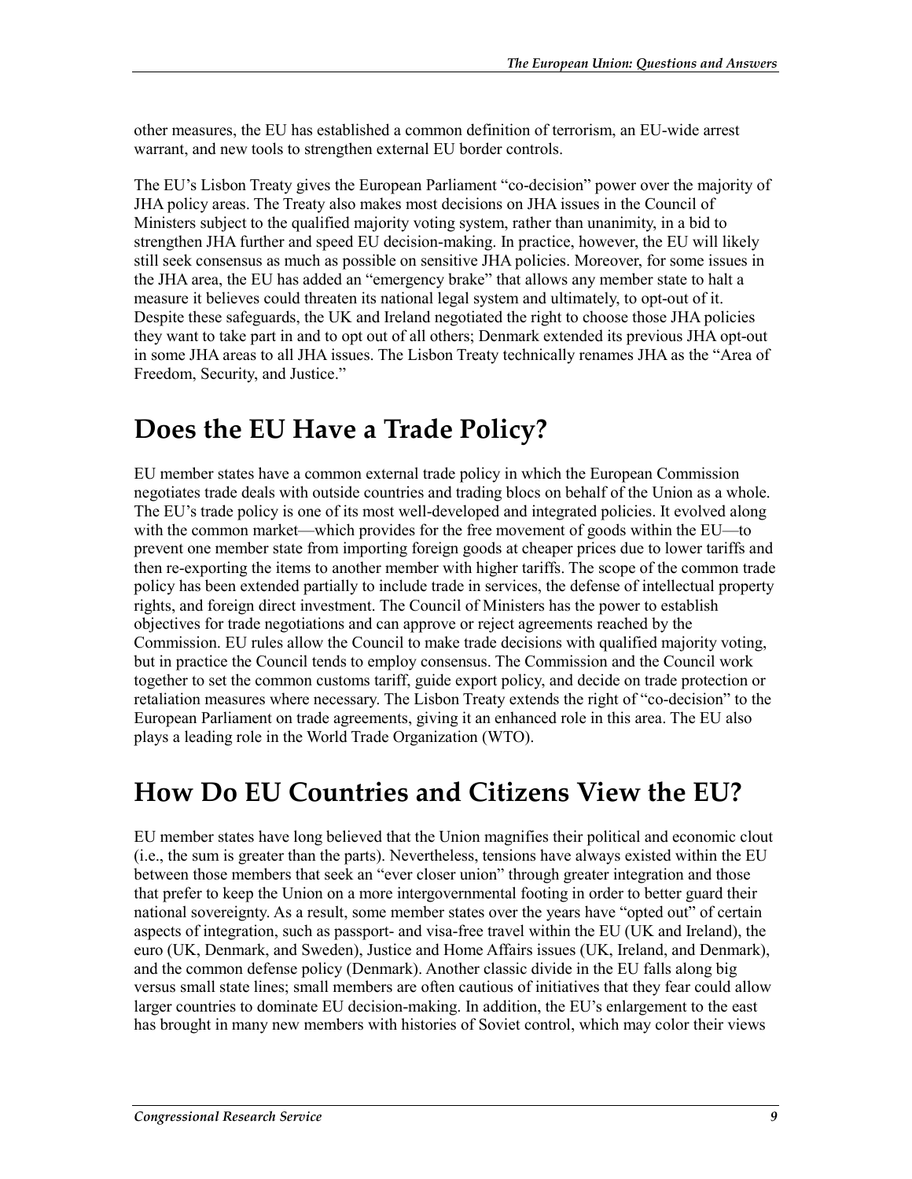other measures, the EU has established a common definition of terrorism, an EU-wide arrest warrant, and new tools to strengthen external EU border controls.

The EU's Lisbon Treaty gives the European Parliament "co-decision" power over the majority of JHA policy areas. The Treaty also makes most decisions on JHA issues in the Council of Ministers subject to the qualified majority voting system, rather than unanimity, in a bid to strengthen JHA further and speed EU decision-making. In practice, however, the EU will likely still seek consensus as much as possible on sensitive JHA policies. Moreover, for some issues in the JHA area, the EU has added an "emergency brake" that allows any member state to halt a measure it believes could threaten its national legal system and ultimately, to opt-out of it. Despite these safeguards, the UK and Ireland negotiated the right to choose those JHA policies they want to take part in and to opt out of all others; Denmark extended its previous JHA opt-out in some JHA areas to all JHA issues. The Lisbon Treaty technically renames JHA as the "Area of Freedom, Security, and Justice."

## Does the EU Have a Trade Policy?

EU member states have a common external trade policy in which the European Commission negotiates trade deals with outside countries and trading blocs on behalf of the Union as a whole. The EU's trade policy is one of its most well-developed and integrated policies. It evolved along with the common market—which provides for the free movement of goods within the EU—to prevent one member state from importing foreign goods at cheaper prices due to lower tariffs and then re-exporting the items to another member with higher tariffs. The scope of the common trade policy has been extended partially to include trade in services, the defense of intellectual property rights, and foreign direct investment. The Council of Ministers has the power to establish objectives for trade negotiations and can approve or reject agreements reached by the Commission. EU rules allow the Council to make trade decisions with qualified majority voting, but in practice the Council tends to employ consensus. The Commission and the Council work together to set the common customs tariff, guide export policy, and decide on trade protection or retaliation measures where necessary. The Lisbon Treaty extends the right of "co-decision" to the European Parliament on trade agreements, giving it an enhanced role in this area. The EU also plays a leading role in the World Trade Organization (WTO).

## How Do EU Countries and Citizens View the EU?

EU member states have long believed that the Union magnifies their political and economic clout (i.e., the sum is greater than the parts). Nevertheless, tensions have always existed within the EU between those members that seek an "ever closer union" through greater integration and those that prefer to keep the Union on a more intergovernmental footing in order to better guard their national sovereignty. As a result, some member states over the years have "opted out" of certain aspects of integration, such as passport- and visa-free travel within the EU (UK and Ireland), the euro (UK, Denmark, and Sweden), Justice and Home Affairs issues (UK, Ireland, and Denmark), and the common defense policy (Denmark). Another classic divide in the EU falls along big versus small state lines; small members are often cautious of initiatives that they fear could allow larger countries to dominate EU decision-making. In addition, the EU's enlargement to the east has brought in many new members with histories of Soviet control, which may color their views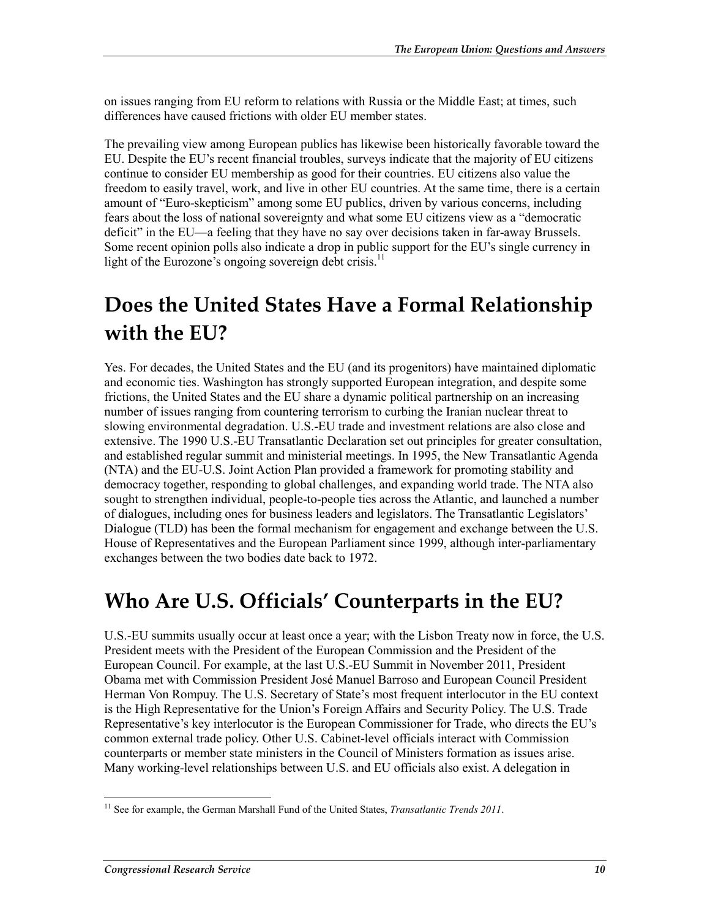on issues ranging from EU reform to relations with Russia or the Middle East; at times, such differences have caused frictions with older EU member states.

The prevailing view among European publics has likewise been historically favorable toward the EU. Despite the EU's recent financial troubles, surveys indicate that the majority of EU citizens continue to consider EU membership as good for their countries. EU citizens also value the freedom to easily travel, work, and live in other EU countries. At the same time, there is a certain amount of "Euro-skepticism" among some EU publics, driven by various concerns, including fears about the loss of national sovereignty and what some EU citizens view as a "democratic deficit" in the EU—a feeling that they have no say over decisions taken in far-away Brussels. Some recent opinion polls also indicate a drop in public support for the EU's single currency in light of the Eurozone's ongoing sovereign debt crisis.[11]

# Does the United States Have a Formal Relationship with the EU?

Yes. For decades, the United States and the EU (and its progenitors) have maintained diplomatic and economic ties. Washington has strongly supported European integration, and despite some frictions, the United States and the EU share a dynamic political partnership on an increasing number of issues ranging from countering terrorism to curbing the Iranian nuclear threat to slowing environmental degradation. U.S.-EU trade and investment relations are also close and extensive. The 1990 U.S.-EU Transatlantic Declaration set out principles for greater consultation, and established regular summit and ministerial meetings. In 1995, the New Transatlantic Agenda (NTA) and the EU-U.S. Joint Action Plan provided a framework for promoting stability and democracy together, responding to global challenges, and expanding world trade. The NTA also sought to strengthen individual, people-to-people ties across the Atlantic, and launched a number of dialogues, including ones for business leaders and legislators. The Transatlantic Legislators' Dialogue (TLD) has been the formal mechanism for engagement and exchange between the U.S. House of Representatives and the European Parliament since 1999, although inter-parliamentary exchanges between the two bodies date back to 1972.

# Who Are U.S. Officials' Counterparts in the EU?

U.S.-EU summits usually occur at least once a year; with the Lisbon Treaty now in force, the U.S. President meets with the President of the European Commission and the President of the European Council. For example, at the last U.S.-EU Summit in November 2011, President Obama met with Commission President José Manuel Barroso and European Council President Herman Von Rompuy. The U.S. Secretary of State's most frequent interlocutor in the EU context is the High Representative for the Union's Foreign Affairs and Security Policy. The U.S. Trade Representative's key interlocutor is the European Commissioner for Trade, who directs the EU's common external trade policy. Other U.S. Cabinet-level officials interact with Commission counterparts or member state ministers in the Council of Ministers formation as issues arise. Many working-level relationships between U.S. and EU officials also exist. A delegation in

[11] See for example, the German Marshall Fund of the United States, *Transatlantic Trends 2011*.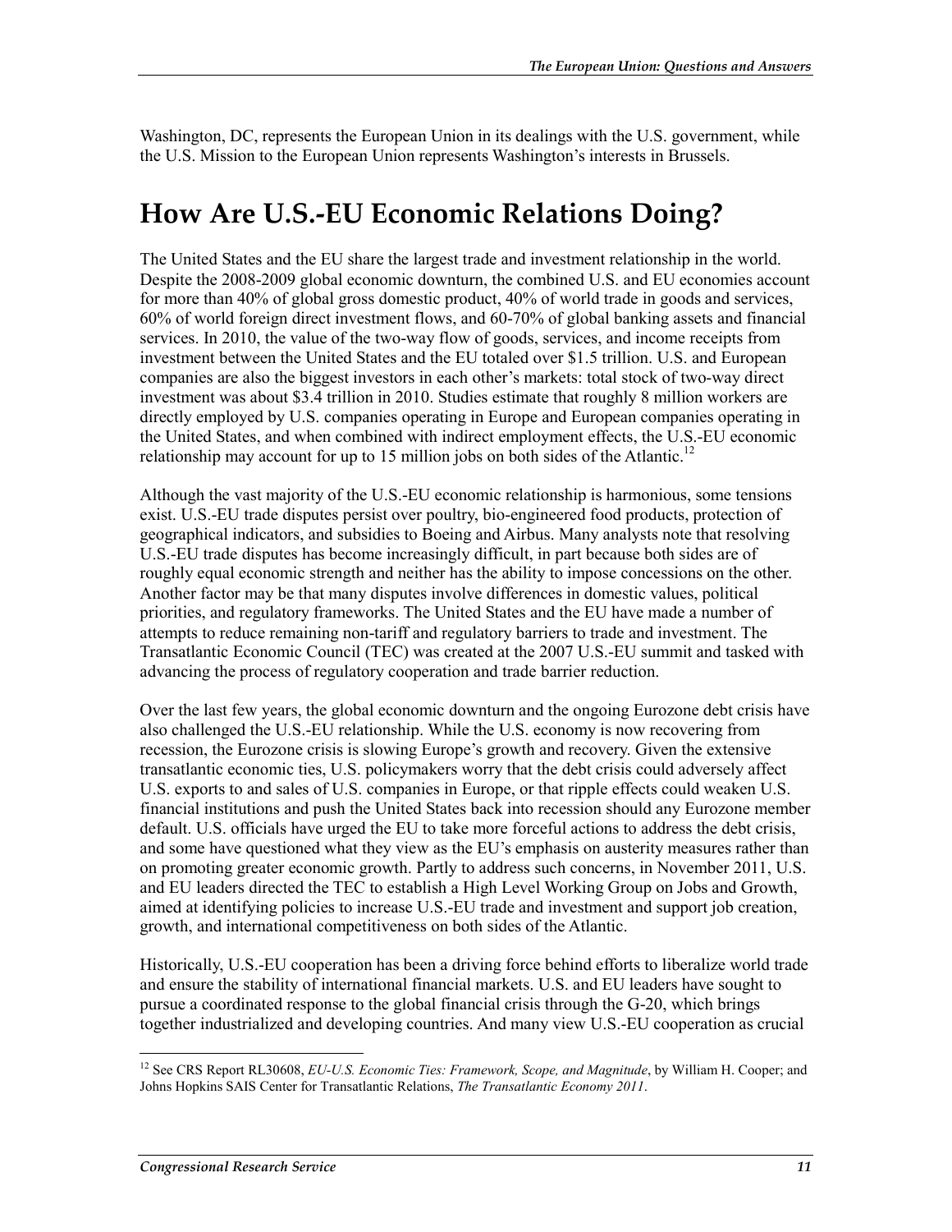Washington, DC, represents the European Union in its dealings with the U.S. government, while the U.S. Mission to the European Union represents Washington's interests in Brussels.

# How Are U.S.-EU Economic Relations Doing?

The United States and the EU share the largest trade and investment relationship in the world. Despite the 2008-2009 global economic downturn, the combined U.S. and EU economies account for more than 40% of global gross domestic product, 40% of world trade in goods and services, 60% of world foreign direct investment flows, and 60-70% of global banking assets and financial services. In 2010, the value of the two-way flow of goods, services, and income receipts from investment between the United States and the EU totaled over $1.5 trillion. U.S. and European companies are also the biggest investors in each other's markets: total stock of two-way direct investment was about $3.4 trillion in 2010. Studies estimate that roughly 8 million workers are directly employed by U.S. companies operating in Europe and European companies operating in the United States, and when combined with indirect employment effects, the U.S.-EU economic relationship may account for up to 15 million jobs on both sides of the Atlantic.[12]

Although the vast majority of the U.S.-EU economic relationship is harmonious, some tensions exist. U.S.-EU trade disputes persist over poultry, bio-engineered food products, protection of geographical indicators, and subsidies to Boeing and Airbus. Many analysts note that resolving U.S.-EU trade disputes has become increasingly difficult, in part because both sides are of roughly equal economic strength and neither has the ability to impose concessions on the other. Another factor may be that many disputes involve differences in domestic values, political priorities, and regulatory frameworks. The United States and the EU have made a number of attempts to reduce remaining non-tariff and regulatory barriers to trade and investment. The Transatlantic Economic Council (TEC) was created at the 2007 U.S.-EU summit and tasked with advancing the process of regulatory cooperation and trade barrier reduction.

Over the last few years, the global economic downturn and the ongoing Eurozone debt crisis have also challenged the U.S.-EU relationship. While the U.S. economy is now recovering from recession, the Eurozone crisis is slowing Europe's growth and recovery. Given the extensive transatlantic economic ties, U.S. policymakers worry that the debt crisis could adversely affect U.S. exports to and sales of U.S. companies in Europe, or that ripple effects could weaken U.S. financial institutions and push the United States back into recession should any Eurozone member default. U.S. officials have urged the EU to take more forceful actions to address the debt crisis, and some have questioned what they view as the EU's emphasis on austerity measures rather than on promoting greater economic growth. Partly to address such concerns, in November 2011, U.S. and EU leaders directed the TEC to establish a High Level Working Group on Jobs and Growth, aimed at identifying policies to increase U.S.-EU trade and investment and support job creation, growth, and international competitiveness on both sides of the Atlantic.

Historically, U.S.-EU cooperation has been a driving force behind efforts to liberalize world trade and ensure the stability of international financial markets. U.S. and EU leaders have sought to pursue a coordinated response to the global financial crisis through the G-20, which brings together industrialized and developing countries. And many view U.S.-EU cooperation as crucial

---

[12] See CRS Report RL30608, *EU-U.S. Economic Ties: Framework, Scope, and Magnitude*, by William H. Cooper; and Johns Hopkins SAIS Center for Transatlantic Relations, *The Transatlantic Economy 2011*.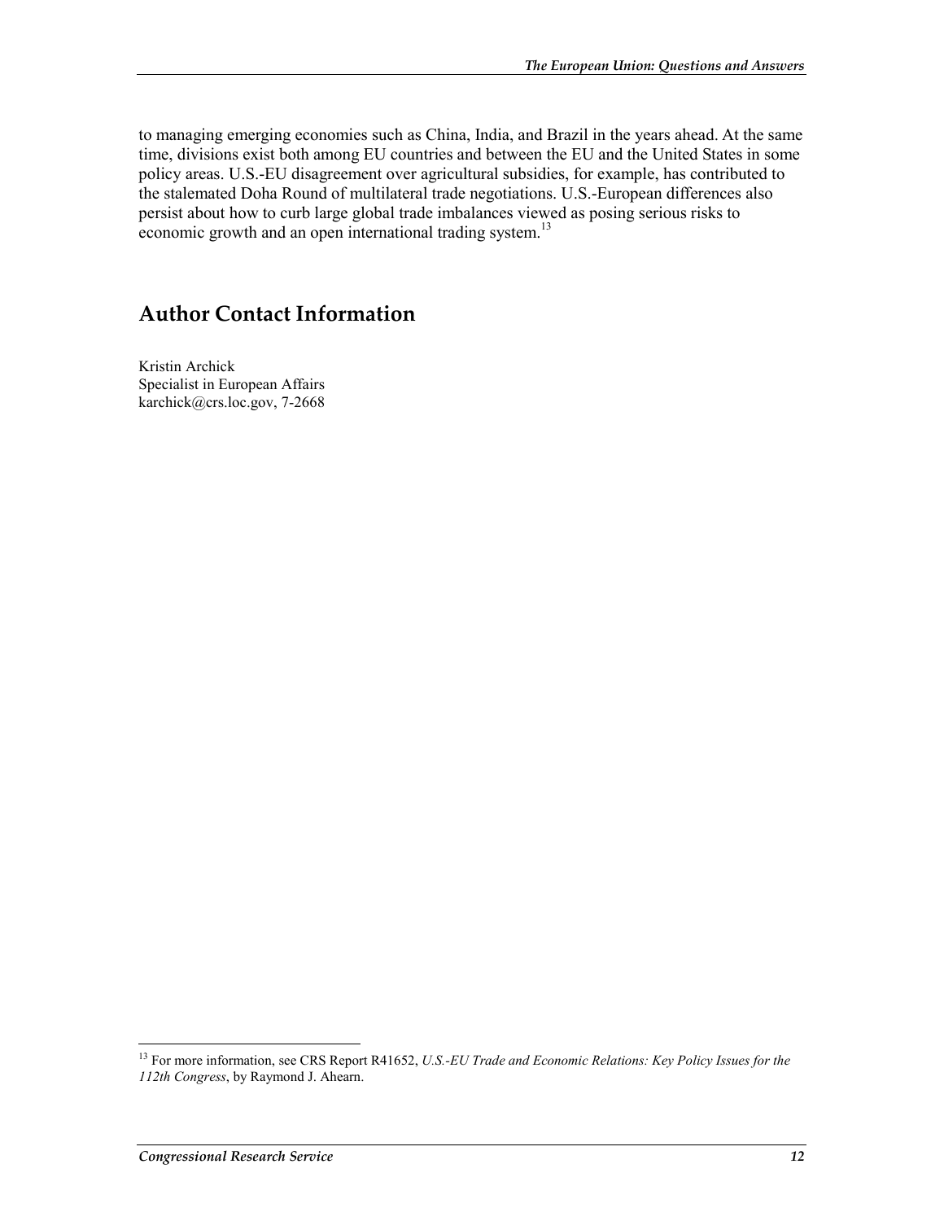to managing emerging economies such as China, India, and Brazil in the years ahead. At the same time, divisions exist both among EU countries and between the EU and the United States in some policy areas. U.S.-EU disagreement over agricultural subsidies, for example, has contributed to the stalemated Doha Round of multilateral trade negotiations. U.S.-European differences also persist about how to curb large global trade imbalances viewed as posing serious risks to economic growth and an open international trading system.[13]

## Author Contact Information

Kristin Archick
Specialist in European Affairs
karchick@crs.loc.gov, 7-2668

[13] For more information, see CRS Report R41652, *U.S.-EU Trade and Economic Relations: Key Policy Issues for the 112th Congress*, by Raymond J. Ahearn.